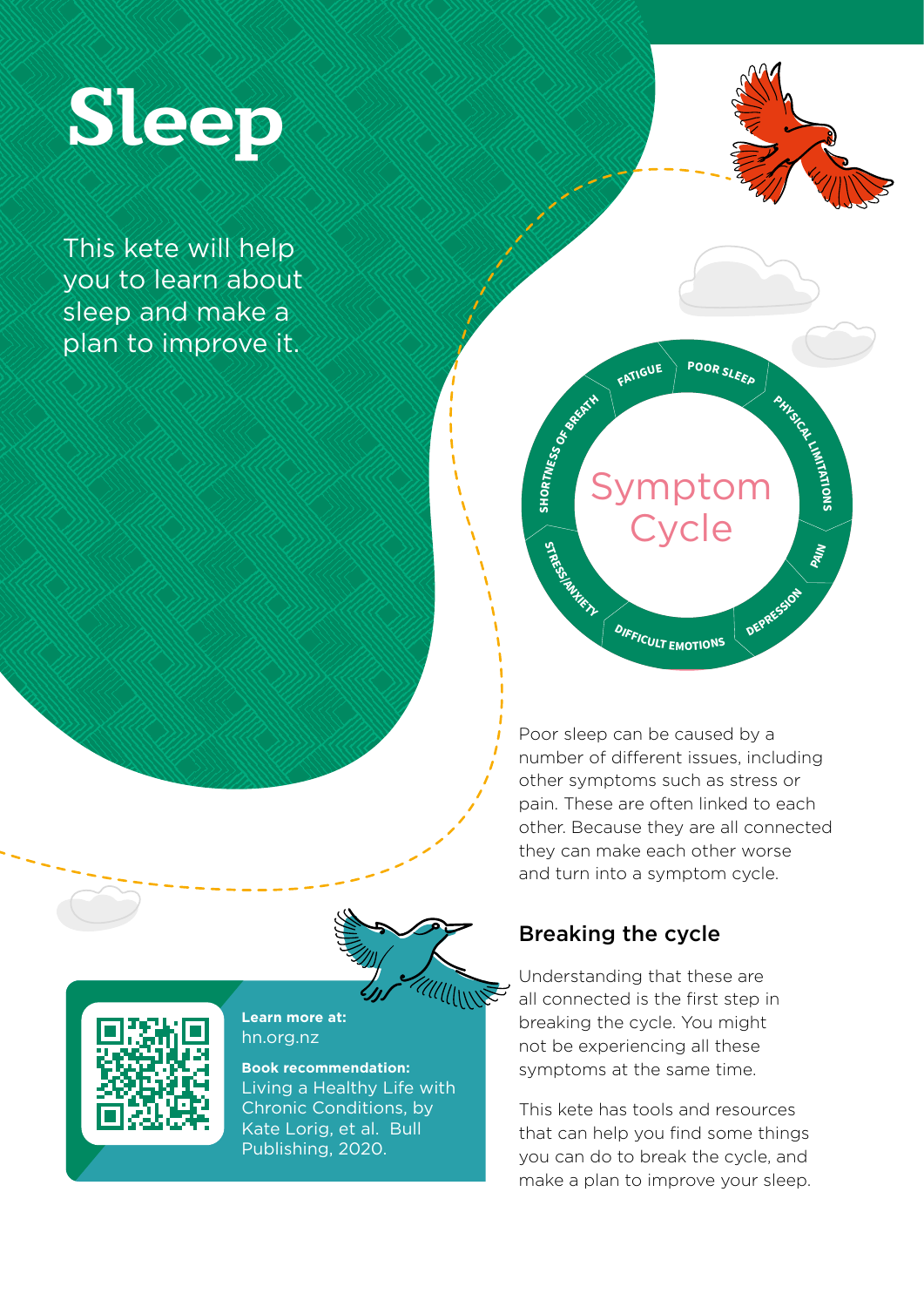# Sleep

This kete will help you to learn about sleep and make a plan to improve it.

Symptom Cycle

FATIGUE · POOR SLEEP · PHYSICAL LIMITATIONS · PAIN · DEPRESSION · DIFFICULT EMOTIONS · STRESS/ANXIETY · SHORTNESS OF BREATH

Poor sleep can be caused by a number of different issues, including other symptoms such as stress or pain. These are often linked to each other. Because they are all connected they can make each other worse and turn into a symptom cycle.

## Breaking the cycle

Understanding that these are all connected is the first step in breaking the cycle. You might not be experiencing all these symptoms at the same time.

This kete has tools and resources that can help you find some things you can do to break the cycle, and make a plan to improve your sleep.

**Learn more at:**
hn.org.nz

**Book recommendation:**
Living a Healthy Life with Chronic Conditions, by Kate Lorig, et al. Bull Publishing, 2020.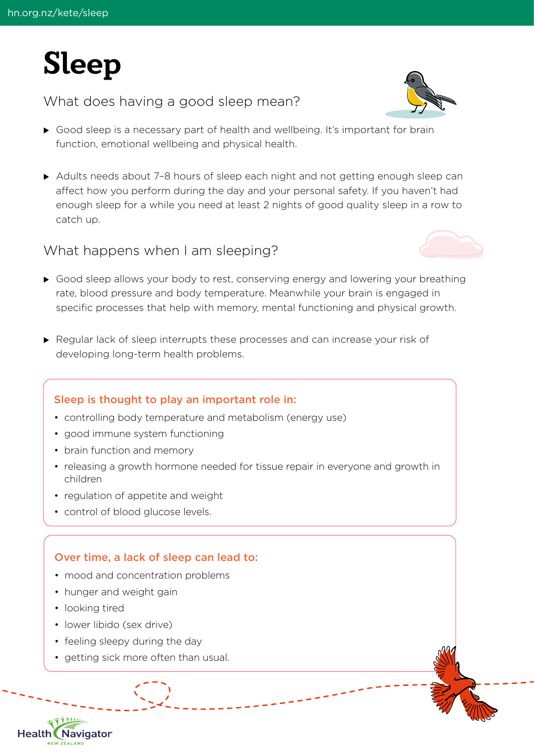# Sleep

## What does having a good sleep mean?

- Good sleep is a necessary part of health and wellbeing. It's important for brain function, emotional wellbeing and physical health.
- Adults needs about 7–8 hours of sleep each night and not getting enough sleep can affect how you perform during the day and your personal safety. If you haven't had enough sleep for a while you need at least 2 nights of good quality sleep in a row to catch up.

## What happens when I am sleeping?

- Good sleep allows your body to rest, conserving energy and lowering your breathing rate, blood pressure and body temperature. Meanwhile your brain is engaged in specific processes that help with memory, mental functioning and physical growth.
- Regular lack of sleep interrupts these processes and can increase your risk of developing long-term health problems.

### Sleep is thought to play an important role in:

- controlling body temperature and metabolism (energy use)
- good immune system functioning
- brain function and memory
- releasing a growth hormone needed for tissue repair in everyone and growth in children
- regulation of appetite and weight
- control of blood glucose levels.

### Over time, a lack of sleep can lead to:

- mood and concentration problems
- hunger and weight gain
- looking tired
- lower libido (sex drive)
- feeling sleepy during the day
- getting sick more often than usual.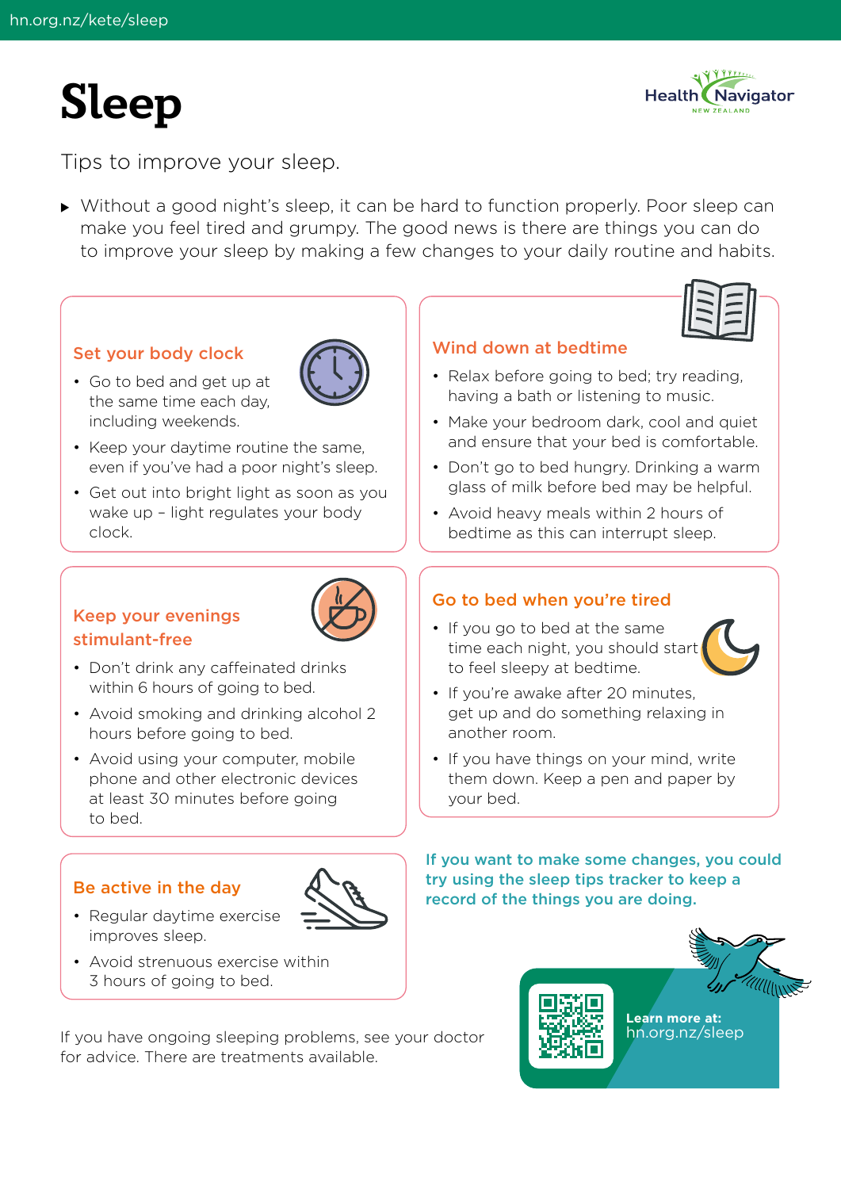# Sleep

Tips to improve your sleep.

- Without a good night's sleep, it can be hard to function properly. Poor sleep can make you feel tired and grumpy. The good news is there are things you can do to improve your sleep by making a few changes to your daily routine and habits.

## Set your body clock

- Go to bed and get up at the same time each day, including weekends.
- Keep your daytime routine the same, even if you've had a poor night's sleep.
- Get out into bright light as soon as you wake up – light regulates your body clock.

## Wind down at bedtime

- Relax before going to bed; try reading, having a bath or listening to music.
- Make your bedroom dark, cool and quiet and ensure that your bed is comfortable.
- Don't go to bed hungry. Drinking a warm glass of milk before bed may be helpful.
- Avoid heavy meals within 2 hours of bedtime as this can interrupt sleep.

## Keep your evenings stimulant-free

- Don't drink any caffeinated drinks within 6 hours of going to bed.
- Avoid smoking and drinking alcohol 2 hours before going to bed.
- Avoid using your computer, mobile phone and other electronic devices at least 30 minutes before going to bed.

## Go to bed when you're tired

- If you go to bed at the same time each night, you should start to feel sleepy at bedtime.
- If you're awake after 20 minutes, get up and do something relaxing in another room.
- If you have things on your mind, write them down. Keep a pen and paper by your bed.

## Be active in the day

- Regular daytime exercise improves sleep.
- Avoid strenuous exercise within 3 hours of going to bed.

**If you want to make some changes, you could try using the sleep tips tracker to keep a record of the things you are doing.**

If you have ongoing sleeping problems, see your doctor for advice. There are treatments available.

**Learn more at:**
hn.org.nz/sleep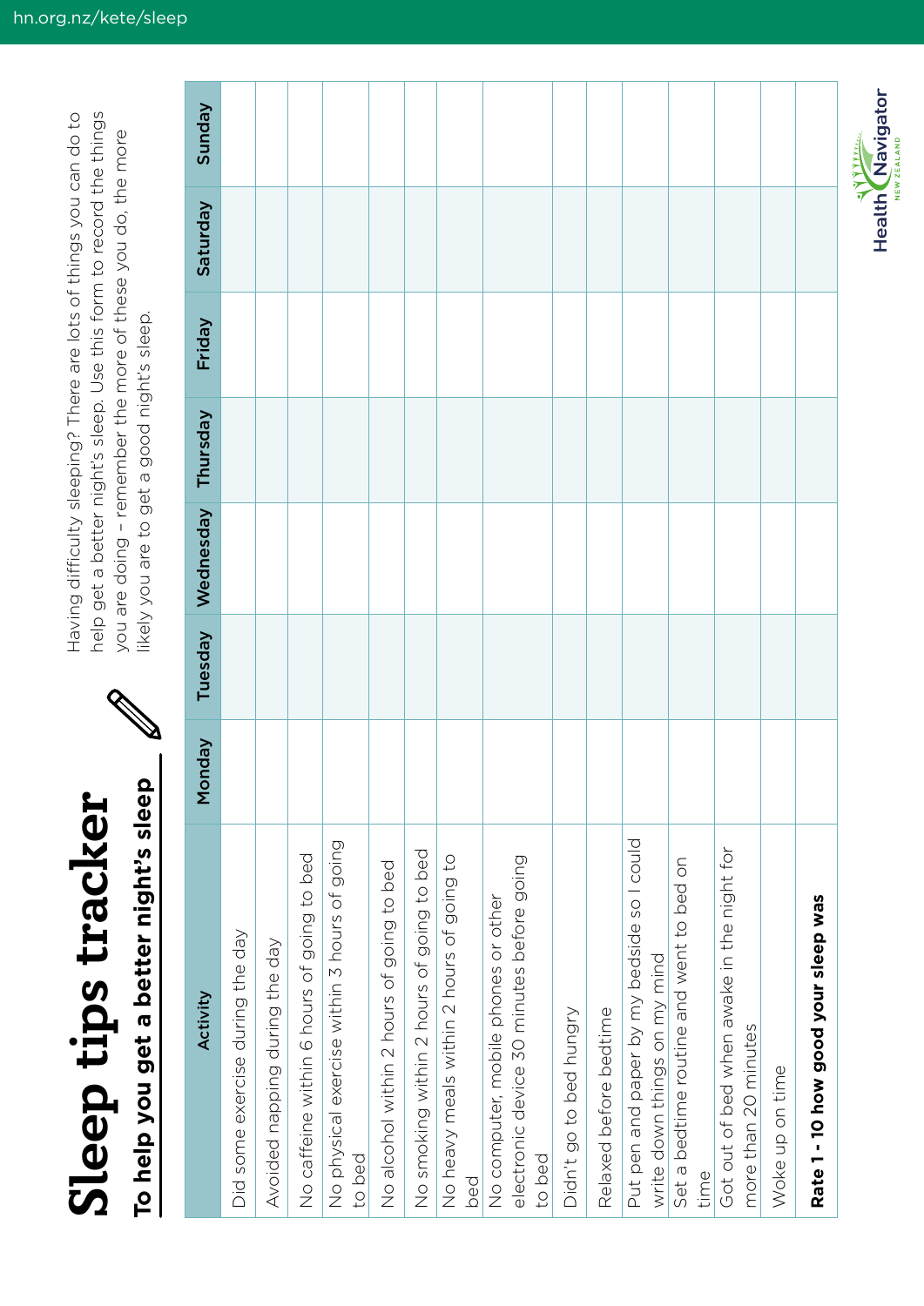# Sleep tips tracker

## To help you get a better night's sleep

Having difficulty sleeping? There are lots of things you can do to help get a better night's sleep. Use this form to record the things you are doing – remember the more of these you do, the more likely you are to get a good night's sleep.

| Activity | Monday | Tuesday | Wednesday | Thursday | Friday | Saturday | Sunday |
|---|---|---|---|---|---|---|---|
| Did some exercise during the day | | | | | | | |
| Avoided napping during the day | | | | | | | |
| No caffeine within 6 hours of going to bed | | | | | | | |
| No physical exercise within 3 hours of going to bed | | | | | | | |
| No alcohol within 2 hours of going to bed | | | | | | | |
| No smoking within 2 hours of going to bed | | | | | | | |
| No heavy meals within 2 hours of going to bed | | | | | | | |
| No computer, mobile phones or other electronic device 30 minutes before going to bed | | | | | | | |
| Didn't go to bed hungry | | | | | | | |
| Relaxed before bedtime | | | | | | | |
| Put pen and paper by my bedside so I could write down things on my mind | | | | | | | |
| Set a bedtime routine and went to bed on time | | | | | | | |
| Got out of bed when awake in the night for more than 20 minutes | | | | | | | |
| Woke up on time | | | | | | | |
| **Rate 1 - 10 how good your sleep was** | | | | | | | |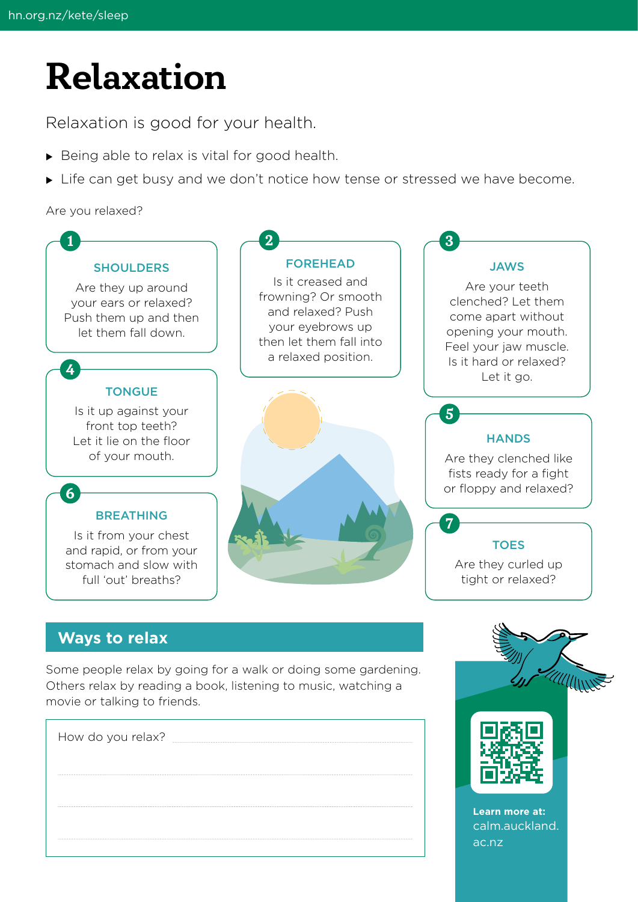# Relaxation

Relaxation is good for your health.

- Being able to relax is vital for good health.
- Life can get busy and we don't notice how tense or stressed we have become.

Are you relaxed?

**1. SHOULDERS**

Are they up around your ears or relaxed? Push them up and then let them fall down.

**2. FOREHEAD**

Is it creased and frowning? Or smooth and relaxed? Push your eyebrows up then let them fall into a relaxed position.

**3. JAWS**

Are your teeth clenched? Let them come apart without opening your mouth. Feel your jaw muscle. Is it hard or relaxed? Let it go.

**4. TONGUE**

Is it up against your front top teeth? Let it lie on the floor of your mouth.

**5. HANDS**

Are they clenched like fists ready for a fight or floppy and relaxed?

**6. BREATHING**

Is it from your chest and rapid, or from your stomach and slow with full 'out' breaths?

**7. TOES**

Are they curled up tight or relaxed?

## Ways to relax

Some people relax by going for a walk or doing some gardening. Others relax by reading a book, listening to music, watching a movie or talking to friends.

How do you relax? ..............................................................

..............................................................

..............................................................

..............................................................

**Learn more at:** calm.auckland.ac.nz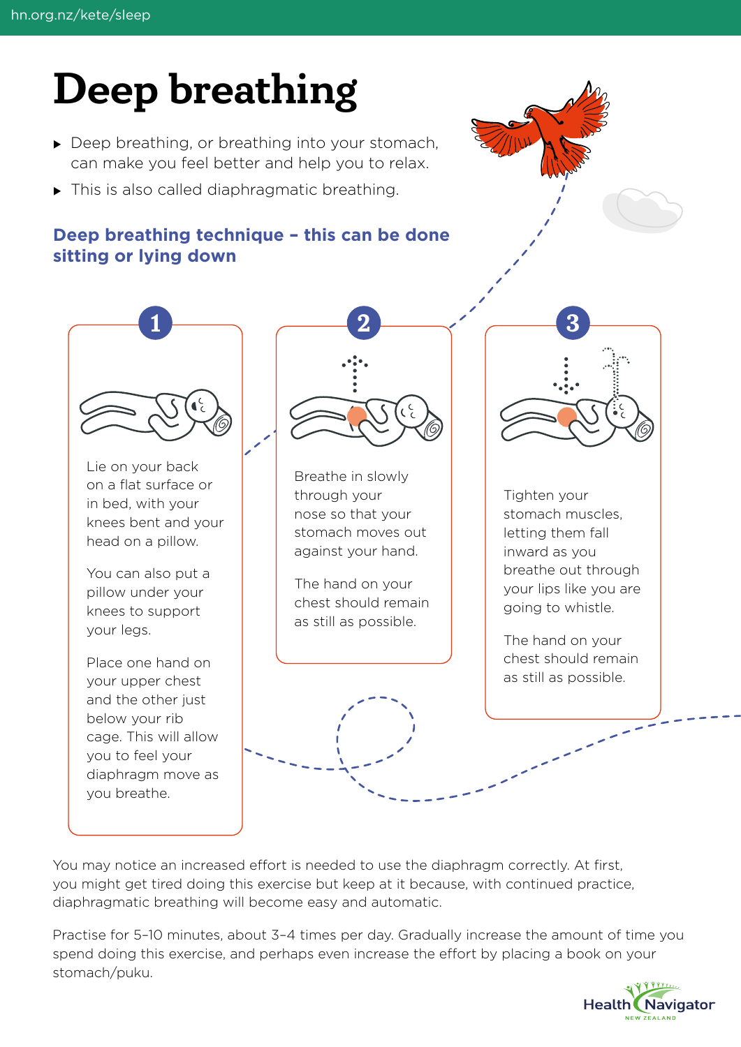# Deep breathing

- Deep breathing, or breathing into your stomach, can make you feel better and help you to relax.
- This is also called diaphragmatic breathing.

## Deep breathing technique – this can be done sitting or lying down

### 1

Lie on your back on a flat surface or in bed, with your knees bent and your head on a pillow.

You can also put a pillow under your knees to support your legs.

Place one hand on your upper chest and the other just below your rib cage. This will allow you to feel your diaphragm move as you breathe.

### 2

Breathe in slowly through your nose so that your stomach moves out against your hand.

The hand on your chest should remain as still as possible.

### 3

Tighten your stomach muscles, letting them fall inward as you breathe out through your lips like you are going to whistle.

The hand on your chest should remain as still as possible.

You may notice an increased effort is needed to use the diaphragm correctly. At first, you might get tired doing this exercise but keep at it because, with continued practice, diaphragmatic breathing will become easy and automatic.

Practise for 5–10 minutes, about 3–4 times per day. Gradually increase the amount of time you spend doing this exercise, and perhaps even increase the effort by placing a book on your stomach/puku.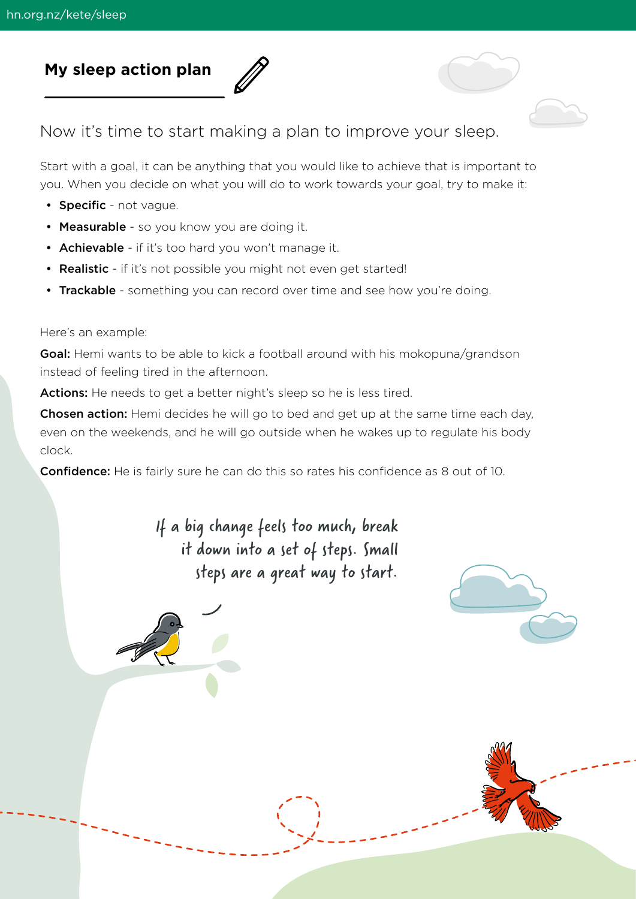## My sleep action plan

Now it's time to start making a plan to improve your sleep.

Start with a goal, it can be anything that you would like to achieve that is important to you. When you decide on what you will do to work towards your goal, try to make it:

- **Specific** - not vague.
- **Measurable** - so you know you are doing it.
- **Achievable** - if it's too hard you won't manage it.
- **Realistic** - if it's not possible you might not even get started!
- **Trackable** - something you can record over time and see how you're doing.

Here's an example:

**Goal:** Hemi wants to be able to kick a football around with his mokopuna/grandson instead of feeling tired in the afternoon.

**Actions:** He needs to get a better night's sleep so he is less tired.

**Chosen action:** Hemi decides he will go to bed and get up at the same time each day, even on the weekends, and he will go outside when he wakes up to regulate his body clock.

**Confidence:** He is fairly sure he can do this so rates his confidence as 8 out of 10.

*If a big change feels too much, break it down into a set of steps. Small steps are a great way to start.*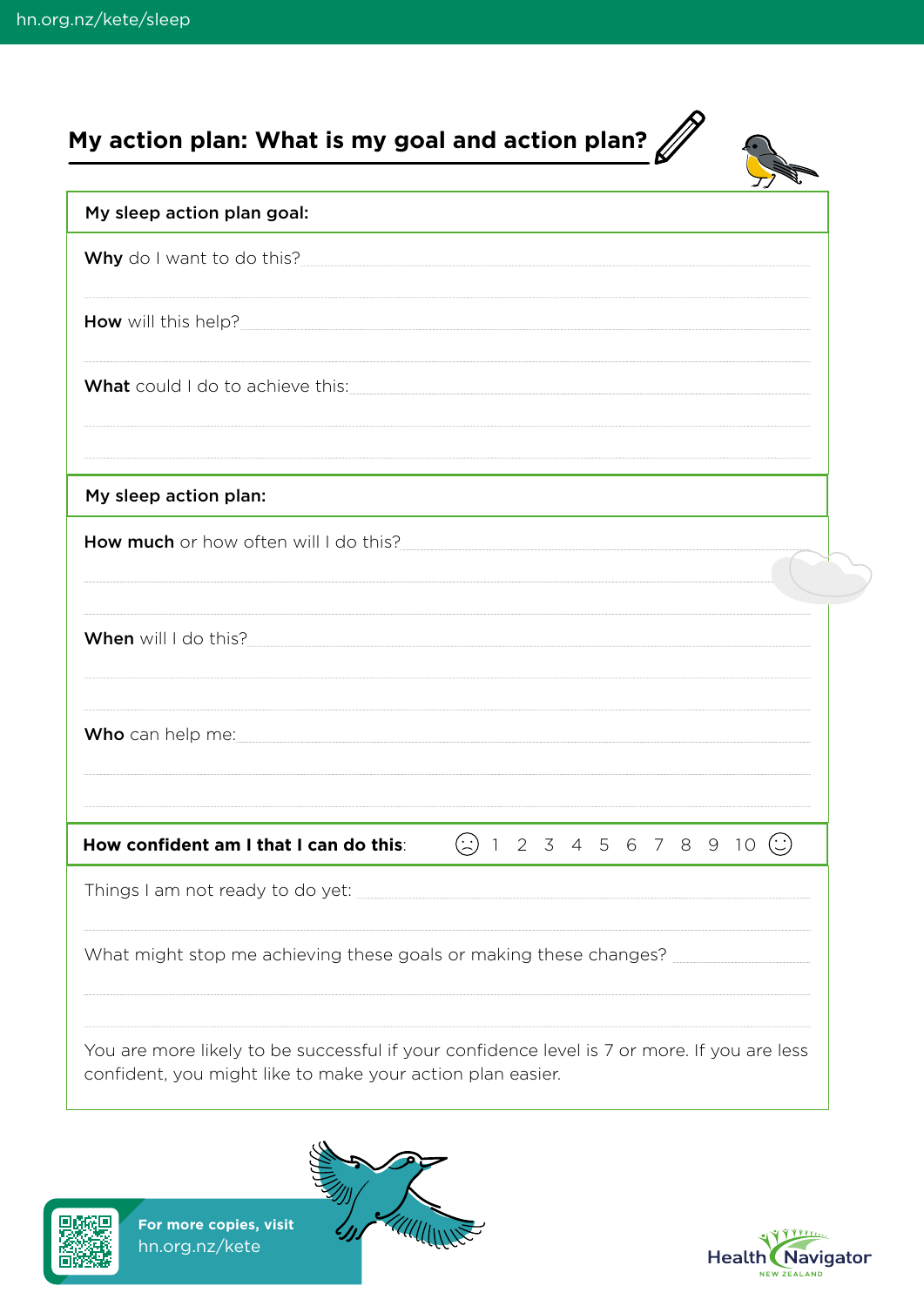# My action plan: What is my goal and action plan?

**My sleep action plan goal:**

**Why** do I want to do this?

**How** will this help?

**What** could I do to achieve this:

**My sleep action plan:**

**How much** or how often will I do this?

**When** will I do this?

**Who** can help me:

**How confident am I that I can do this**: ☹ 1 2 3 4 5 6 7 8 9 10 ☺

Things I am not ready to do yet:

What might stop me achieving these goals or making these changes?

You are more likely to be successful if your confidence level is 7 or more. If you are less confident, you might like to make your action plan easier.

**For more copies, visit**
hn.org.nz/kete

Health Navigator
NEW ZEALAND